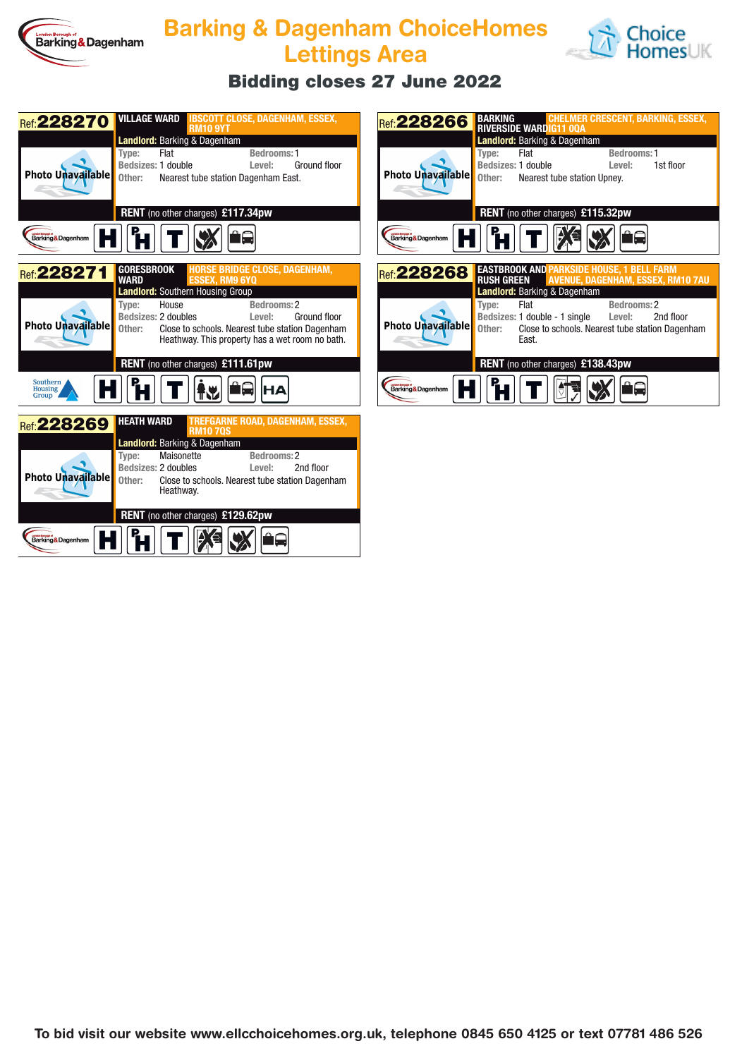# Barking & Dagenham ChoiceHomes Lettings Area

## Bidding closes 27 June 2022

### Ref: 228270

**VILLAGE WARD** — IBSCOTT CLOSE, DAGENHAM, ESSEX, RM10 9YT

Photo Unavailable

**Landlord:** Barking & Dagenham

- Type: Flat
- Bedrooms: 1
- Bedsizes: 1 double
- Level: Ground floor
- Other: Nearest tube station Dagenham East.

**RENT** (no other charges) **£117.34pw**

### Ref: 228266

**BARKING RIVERSIDE WARD** — CHELMER CRESCENT, BARKING, ESSEX, IG11 0QA

Photo Unavailable

**Landlord:** Barking & Dagenham

- Type: Flat
- Bedrooms: 1
- Bedsizes: 1 double
- Level: 1st floor
- Other: Nearest tube station Upney.

**RENT** (no other charges) **£115.32pw**

### Ref: 228271

**GORESBROOK WARD** — HORSE BRIDGE CLOSE, DAGENHAM, ESSEX, RM9 6YQ

Photo Unavailable

**Landlord:** Southern Housing Group

- Type: House
- Bedrooms: 2
- Bedsizes: 2 doubles
- Level: Ground floor
- Other: Close to schools. Nearest tube station Dagenham Heathway. This property has a wet room no bath.

**RENT** (no other charges) **£111.61pw**

### Ref: 228268

**EASTBROOK AND RUSH GREEN** — PARKSIDE HOUSE, 1 BELL FARM AVENUE, DAGENHAM, ESSEX, RM10 7AU

Photo Unavailable

**Landlord:** Barking & Dagenham

- Type: Flat
- Bedrooms: 2
- Bedsizes: 1 double - 1 single
- Level: 2nd floor
- Other: Close to schools. Nearest tube station Dagenham East.

**RENT** (no other charges) **£138.43pw**

### Ref: 228269

**HEATH WARD** — TREFGARNE ROAD, DAGENHAM, ESSEX, RM10 7QS

Photo Unavailable

**Landlord:** Barking & Dagenham

- Type: Maisonette
- Bedrooms: 2
- Bedsizes: 2 doubles
- Level: 2nd floor
- Other: Close to schools. Nearest tube station Dagenham Heathway.

**RENT** (no other charges) **£129.62pw**

**To bid visit our website www.ellcchoicehomes.org.uk, telephone 0845 650 4125 or text 07781 486 526**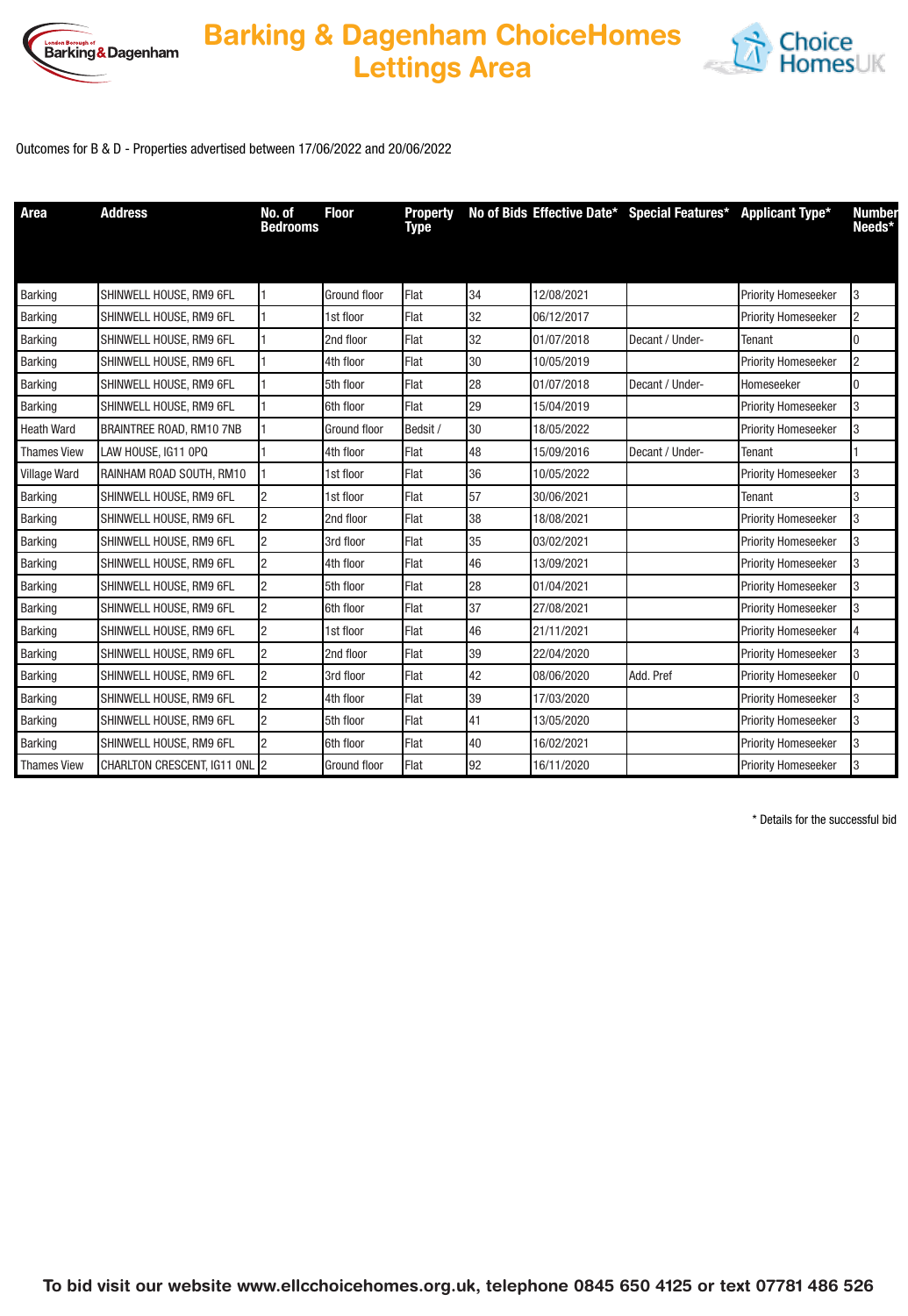# Barking & Dagenham ChoiceHomes Lettings Area

Outcomes for B & D - Properties advertised between 17/06/2022 and 20/06/2022

| Area | Address | No. of Bedrooms | Floor | Property Type | No of Bids | Effective Date* | Special Features* | Applicant Type* | Number Needs* |
|---|---|---|---|---|---|---|---|---|---|
| Barking | SHINWELL HOUSE, RM9 6FL | 1 | Ground floor | Flat | 34 | 12/08/2021 | | Priority Homeseeker | 3 |
| Barking | SHINWELL HOUSE, RM9 6FL | 1 | 1st floor | Flat | 32 | 06/12/2017 | | Priority Homeseeker | 2 |
| Barking | SHINWELL HOUSE, RM9 6FL | 1 | 2nd floor | Flat | 32 | 01/07/2018 | Decant / Under- | Tenant | 0 |
| Barking | SHINWELL HOUSE, RM9 6FL | 1 | 4th floor | Flat | 30 | 10/05/2019 | | Priority Homeseeker | 2 |
| Barking | SHINWELL HOUSE, RM9 6FL | 1 | 5th floor | Flat | 28 | 01/07/2018 | Decant / Under- | Homeseeker | 0 |
| Barking | SHINWELL HOUSE, RM9 6FL | 1 | 6th floor | Flat | 29 | 15/04/2019 | | Priority Homeseeker | 3 |
| Heath Ward | BRAINTREE ROAD, RM10 7NB | 1 | Ground floor | Bedsit / | 30 | 18/05/2022 | | Priority Homeseeker | 3 |
| Thames View | LAW HOUSE, IG11 0PQ | 1 | 4th floor | Flat | 48 | 15/09/2016 | Decant / Under- | Tenant | 1 |
| Village Ward | RAINHAM ROAD SOUTH, RM10 | 1 | 1st floor | Flat | 36 | 10/05/2022 | | Priority Homeseeker | 3 |
| Barking | SHINWELL HOUSE, RM9 6FL | 2 | 1st floor | Flat | 57 | 30/06/2021 | | Tenant | 3 |
| Barking | SHINWELL HOUSE, RM9 6FL | 2 | 2nd floor | Flat | 38 | 18/08/2021 | | Priority Homeseeker | 3 |
| Barking | SHINWELL HOUSE, RM9 6FL | 2 | 3rd floor | Flat | 35 | 03/02/2021 | | Priority Homeseeker | 3 |
| Barking | SHINWELL HOUSE, RM9 6FL | 2 | 4th floor | Flat | 46 | 13/09/2021 | | Priority Homeseeker | 3 |
| Barking | SHINWELL HOUSE, RM9 6FL | 2 | 5th floor | Flat | 28 | 01/04/2021 | | Priority Homeseeker | 3 |
| Barking | SHINWELL HOUSE, RM9 6FL | 2 | 6th floor | Flat | 37 | 27/08/2021 | | Priority Homeseeker | 3 |
| Barking | SHINWELL HOUSE, RM9 6FL | 2 | 1st floor | Flat | 46 | 21/11/2021 | | Priority Homeseeker | 4 |
| Barking | SHINWELL HOUSE, RM9 6FL | 2 | 2nd floor | Flat | 39 | 22/04/2020 | | Priority Homeseeker | 3 |
| Barking | SHINWELL HOUSE, RM9 6FL | 2 | 3rd floor | Flat | 42 | 08/06/2020 | Add. Pref | Priority Homeseeker | 0 |
| Barking | SHINWELL HOUSE, RM9 6FL | 2 | 4th floor | Flat | 39 | 17/03/2020 | | Priority Homeseeker | 3 |
| Barking | SHINWELL HOUSE, RM9 6FL | 2 | 5th floor | Flat | 41 | 13/05/2020 | | Priority Homeseeker | 3 |
| Barking | SHINWELL HOUSE, RM9 6FL | 2 | 6th floor | Flat | 40 | 16/02/2021 | | Priority Homeseeker | 3 |
| Thames View | CHARLTON CRESCENT, IG11 0NL | 2 | Ground floor | Flat | 92 | 16/11/2020 | | Priority Homeseeker | 3 |

\* Details for the successful bid

**To bid visit our website www.ellcchoicehomes.org.uk, telephone 0845 650 4125 or text 07781 486 526**